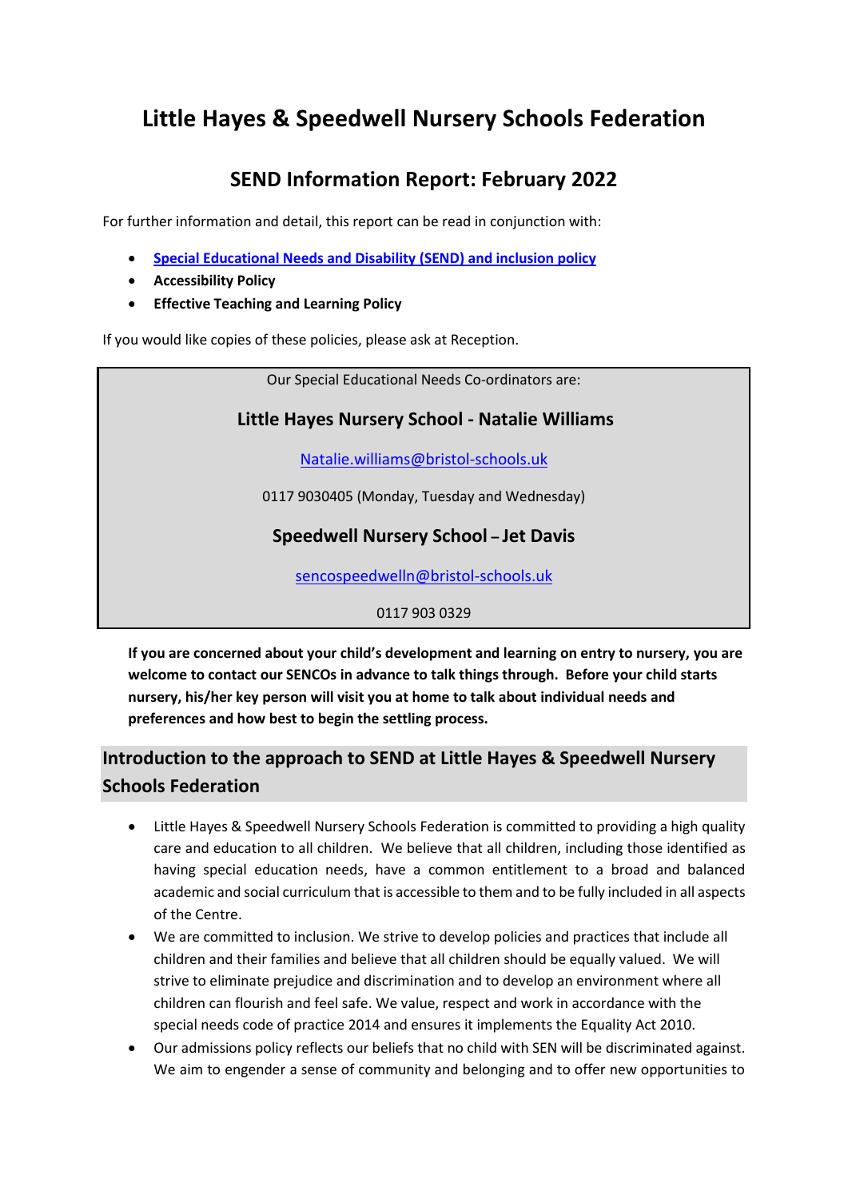# Little Hayes & Speedwell Nursery Schools Federation

## SEND Information Report: February 2022

For further information and detail, this report can be read in conjunction with:

- **Special Educational Needs and Disability (SEND) and inclusion policy**
- **Accessibility Policy**
- **Effective Teaching and Learning Policy**

If you would like copies of these policies, please ask at Reception.

Our Special Educational Needs Co-ordinators are:

**Little Hayes Nursery School - Natalie Williams**

Natalie.williams@bristol-schools.uk

0117 9030405 (Monday, Tuesday and Wednesday)

**Speedwell Nursery School – Jet Davis**

sencospeedwelln@bristol-schools.uk

0117 903 0329

**If you are concerned about your child's development and learning on entry to nursery, you are welcome to contact our SENCOs in advance to talk things through. Before your child starts nursery, his/her key person will visit you at home to talk about individual needs and preferences and how best to begin the settling process.**

## Introduction to the approach to SEND at Little Hayes & Speedwell Nursery Schools Federation

- Little Hayes & Speedwell Nursery Schools Federation is committed to providing a high quality care and education to all children. We believe that all children, including those identified as having special education needs, have a common entitlement to a broad and balanced academic and social curriculum that is accessible to them and to be fully included in all aspects of the Centre.
- We are committed to inclusion. We strive to develop policies and practices that include all children and their families and believe that all children should be equally valued. We will strive to eliminate prejudice and discrimination and to develop an environment where all children can flourish and feel safe. We value, respect and work in accordance with the special needs code of practice 2014 and ensures it implements the Equality Act 2010.
- Our admissions policy reflects our beliefs that no child with SEN will be discriminated against. We aim to engender a sense of community and belonging and to offer new opportunities to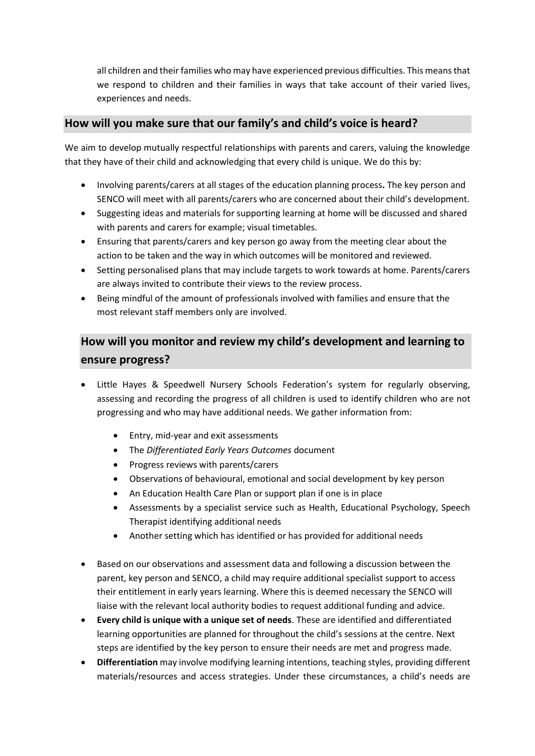all children and their families who may have experienced previous difficulties. This means that we respond to children and their families in ways that take account of their varied lives, experiences and needs.

## How will you make sure that our family's and child's voice is heard?

We aim to develop mutually respectful relationships with parents and carers, valuing the knowledge that they have of their child and acknowledging that every child is unique. We do this by:

- Involving parents/carers at all stages of the education planning process**.** The key person and SENCO will meet with all parents/carers who are concerned about their child's development.
- Suggesting ideas and materials for supporting learning at home will be discussed and shared with parents and carers for example; visual timetables.
- Ensuring that parents/carers and key person go away from the meeting clear about the action to be taken and the way in which outcomes will be monitored and reviewed.
- Setting personalised plans that may include targets to work towards at home. Parents/carers are always invited to contribute their views to the review process.
- Being mindful of the amount of professionals involved with families and ensure that the most relevant staff members only are involved.

## How will you monitor and review my child's development and learning to ensure progress?

- Little Hayes & Speedwell Nursery Schools Federation's system for regularly observing, assessing and recording the progress of all children is used to identify children who are not progressing and who may have additional needs. We gather information from:
  - Entry, mid-year and exit assessments
  - The *Differentiated Early Years Outcomes* document
  - Progress reviews with parents/carers
  - Observations of behavioural, emotional and social development by key person
  - An Education Health Care Plan or support plan if one is in place
  - Assessments by a specialist service such as Health, Educational Psychology, Speech Therapist identifying additional needs
  - Another setting which has identified or has provided for additional needs
- Based on our observations and assessment data and following a discussion between the parent, key person and SENCO, a child may require additional specialist support to access their entitlement in early years learning. Where this is deemed necessary the SENCO will liaise with the relevant local authority bodies to request additional funding and advice.
- **Every child is unique with a unique set of needs**. These are identified and differentiated learning opportunities are planned for throughout the child's sessions at the centre. Next steps are identified by the key person to ensure their needs are met and progress made.
- **Differentiation** may involve modifying learning intentions, teaching styles, providing different materials/resources and access strategies. Under these circumstances, a child's needs are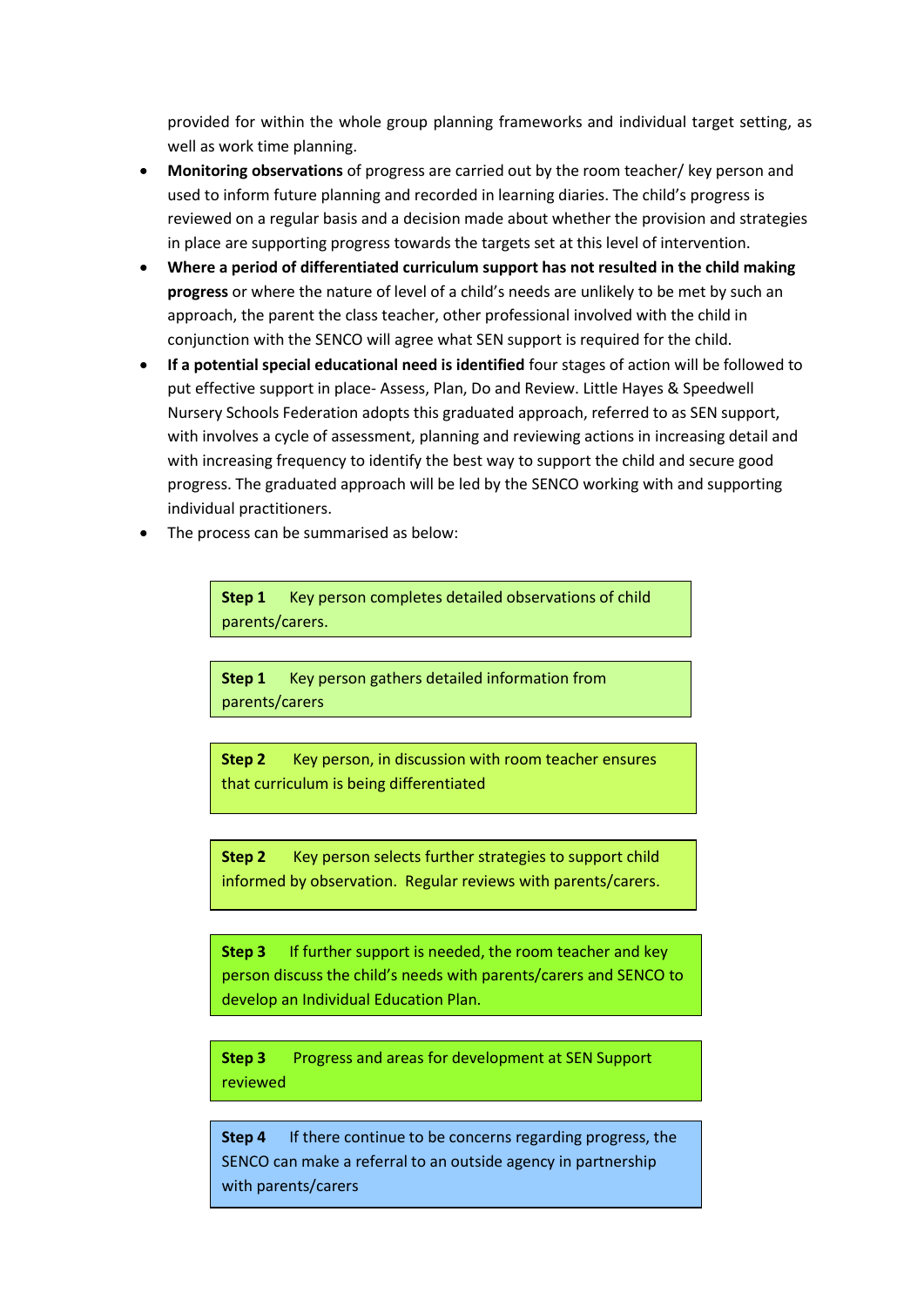provided for within the whole group planning frameworks and individual target setting, as well as work time planning.

- **Monitoring observations** of progress are carried out by the room teacher/ key person and used to inform future planning and recorded in learning diaries. The child's progress is reviewed on a regular basis and a decision made about whether the provision and strategies in place are supporting progress towards the targets set at this level of intervention.
- **Where a period of differentiated curriculum support has not resulted in the child making progress** or where the nature of level of a child's needs are unlikely to be met by such an approach, the parent the class teacher, other professional involved with the child in conjunction with the SENCO will agree what SEN support is required for the child.
- **If a potential special educational need is identified** four stages of action will be followed to put effective support in place- Assess, Plan, Do and Review. Little Hayes & Speedwell Nursery Schools Federation adopts this graduated approach, referred to as SEN support, with involves a cycle of assessment, planning and reviewing actions in increasing detail and with increasing frequency to identify the best way to support the child and secure good progress. The graduated approach will be led by the SENCO working with and supporting individual practitioners.
- The process can be summarised as below:

**Step 1** Key person completes detailed observations of child parents/carers.

**Step 1** Key person gathers detailed information from parents/carers

**Step 2** Key person, in discussion with room teacher ensures that curriculum is being differentiated

**Step 2** Key person selects further strategies to support child informed by observation. Regular reviews with parents/carers.

**Step 3** If further support is needed, the room teacher and key person discuss the child's needs with parents/carers and SENCO to develop an Individual Education Plan.

**Step 3** Progress and areas for development at SEN Support reviewed

**Step 4** If there continue to be concerns regarding progress, the SENCO can make a referral to an outside agency in partnership with parents/carers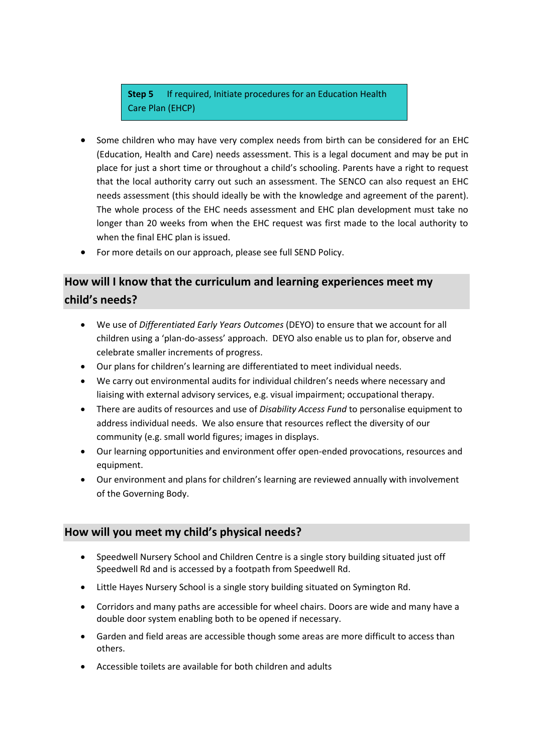**Step 5** If required, Initiate procedures for an Education Health Care Plan (EHCP)

- Some children who may have very complex needs from birth can be considered for an EHC (Education, Health and Care) needs assessment. This is a legal document and may be put in place for just a short time or throughout a child's schooling. Parents have a right to request that the local authority carry out such an assessment. The SENCO can also request an EHC needs assessment (this should ideally be with the knowledge and agreement of the parent). The whole process of the EHC needs assessment and EHC plan development must take no longer than 20 weeks from when the EHC request was first made to the local authority to when the final EHC plan is issued.
- For more details on our approach, please see full SEND Policy.

## How will I know that the curriculum and learning experiences meet my child's needs?

- We use of *Differentiated Early Years Outcomes* (DEYO) to ensure that we account for all children using a 'plan-do-assess' approach. DEYO also enable us to plan for, observe and celebrate smaller increments of progress.
- Our plans for children's learning are differentiated to meet individual needs.
- We carry out environmental audits for individual children's needs where necessary and liaising with external advisory services, e.g. visual impairment; occupational therapy.
- There are audits of resources and use of *Disability Access Fund* to personalise equipment to address individual needs. We also ensure that resources reflect the diversity of our community (e.g. small world figures; images in displays.
- Our learning opportunities and environment offer open-ended provocations, resources and equipment.
- Our environment and plans for children's learning are reviewed annually with involvement of the Governing Body.

## How will you meet my child's physical needs?

- Speedwell Nursery School and Children Centre is a single story building situated just off Speedwell Rd and is accessed by a footpath from Speedwell Rd.
- Little Hayes Nursery School is a single story building situated on Symington Rd.
- Corridors and many paths are accessible for wheel chairs. Doors are wide and many have a double door system enabling both to be opened if necessary.
- Garden and field areas are accessible though some areas are more difficult to access than others.
- Accessible toilets are available for both children and adults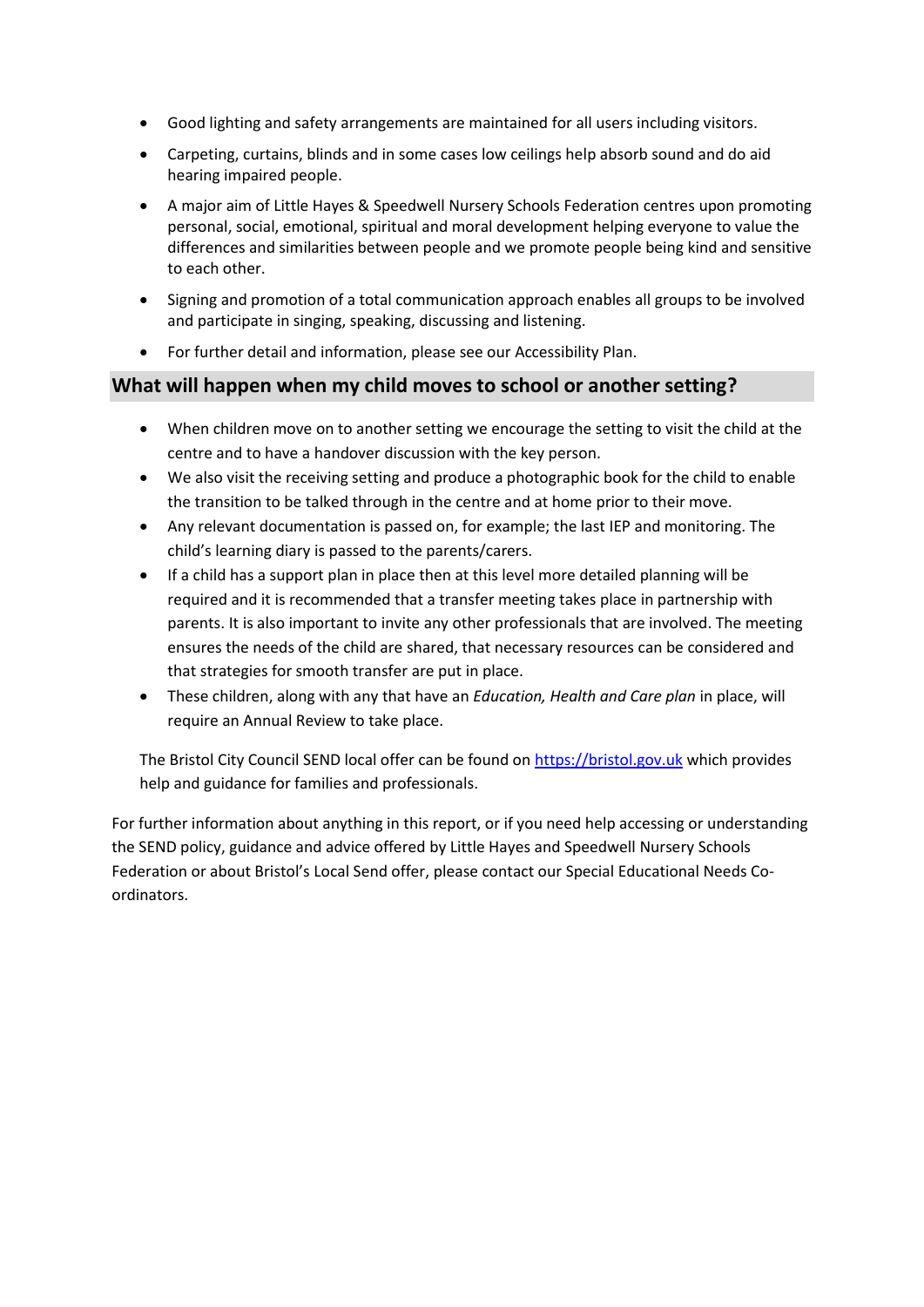- Good lighting and safety arrangements are maintained for all users including visitors.
- Carpeting, curtains, blinds and in some cases low ceilings help absorb sound and do aid hearing impaired people.
- A major aim of Little Hayes & Speedwell Nursery Schools Federation centres upon promoting personal, social, emotional, spiritual and moral development helping everyone to value the differences and similarities between people and we promote people being kind and sensitive to each other.
- Signing and promotion of a total communication approach enables all groups to be involved and participate in singing, speaking, discussing and listening.
- For further detail and information, please see our Accessibility Plan.

## What will happen when my child moves to school or another setting?

- When children move on to another setting we encourage the setting to visit the child at the centre and to have a handover discussion with the key person.
- We also visit the receiving setting and produce a photographic book for the child to enable the transition to be talked through in the centre and at home prior to their move.
- Any relevant documentation is passed on, for example; the last IEP and monitoring. The child's learning diary is passed to the parents/carers.
- If a child has a support plan in place then at this level more detailed planning will be required and it is recommended that a transfer meeting takes place in partnership with parents. It is also important to invite any other professionals that are involved. The meeting ensures the needs of the child are shared, that necessary resources can be considered and that strategies for smooth transfer are put in place.
- These children, along with any that have an *Education, Health and Care plan* in place, will require an Annual Review to take place.

The Bristol City Council SEND local offer can be found on [https://bristol.gov.uk](https://bristol.gov.uk) which provides help and guidance for families and professionals.

For further information about anything in this report, or if you need help accessing or understanding the SEND policy, guidance and advice offered by Little Hayes and Speedwell Nursery Schools Federation or about Bristol's Local Send offer, please contact our Special Educational Needs Co-ordinators.